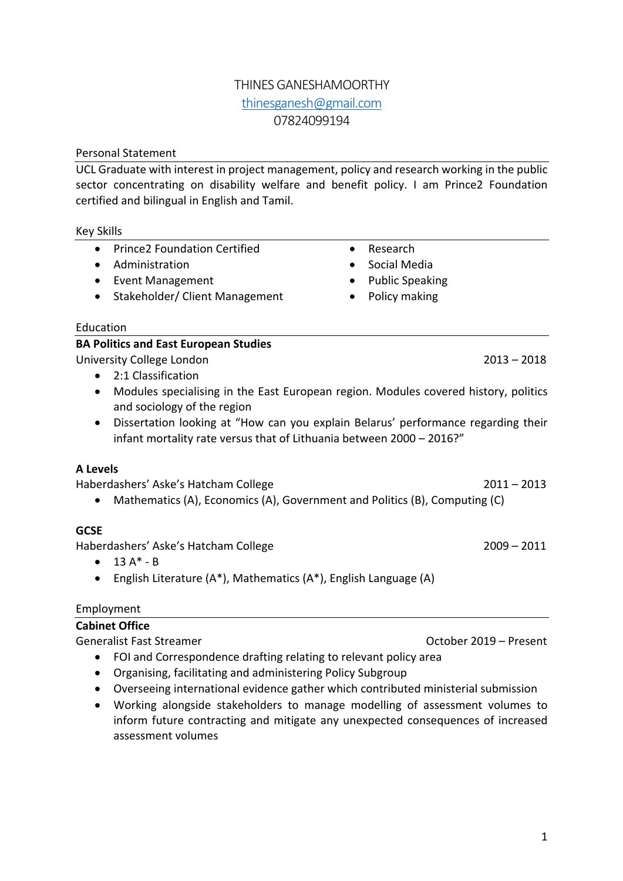# THINES GANESHAMOORTHY

thinesganesh@gmail.com
07824099194

## Personal Statement

UCL Graduate with interest in project management, policy and research working in the public sector concentrating on disability welfare and benefit policy. I am Prince2 Foundation certified and bilingual in English and Tamil.

## Key Skills

- Prince2 Foundation Certified
- Administration
- Event Management
- Stakeholder/ Client Management
- Research
- Social Media
- Public Speaking
- Policy making

## Education

**BA Politics and East European Studies**

University College London — 2013 – 2018

- 2:1 Classification
- Modules specialising in the East European region. Modules covered history, politics and sociology of the region
- Dissertation looking at "How can you explain Belarus' performance regarding their infant mortality rate versus that of Lithuania between 2000 – 2016?"

**A Levels**

Haberdashers' Aske's Hatcham College — 2011 – 2013

- Mathematics (A), Economics (A), Government and Politics (B), Computing (C)

**GCSE**

Haberdashers' Aske's Hatcham College — 2009 – 2011

- 13 A* - B
- English Literature (A*), Mathematics (A*), English Language (A)

## Employment

**Cabinet Office**

Generalist Fast Streamer — October 2019 – Present

- FOI and Correspondence drafting relating to relevant policy area
- Organising, facilitating and administering Policy Subgroup
- Overseeing international evidence gather which contributed ministerial submission
- Working alongside stakeholders to manage modelling of assessment volumes to inform future contracting and mitigate any unexpected consequences of increased assessment volumes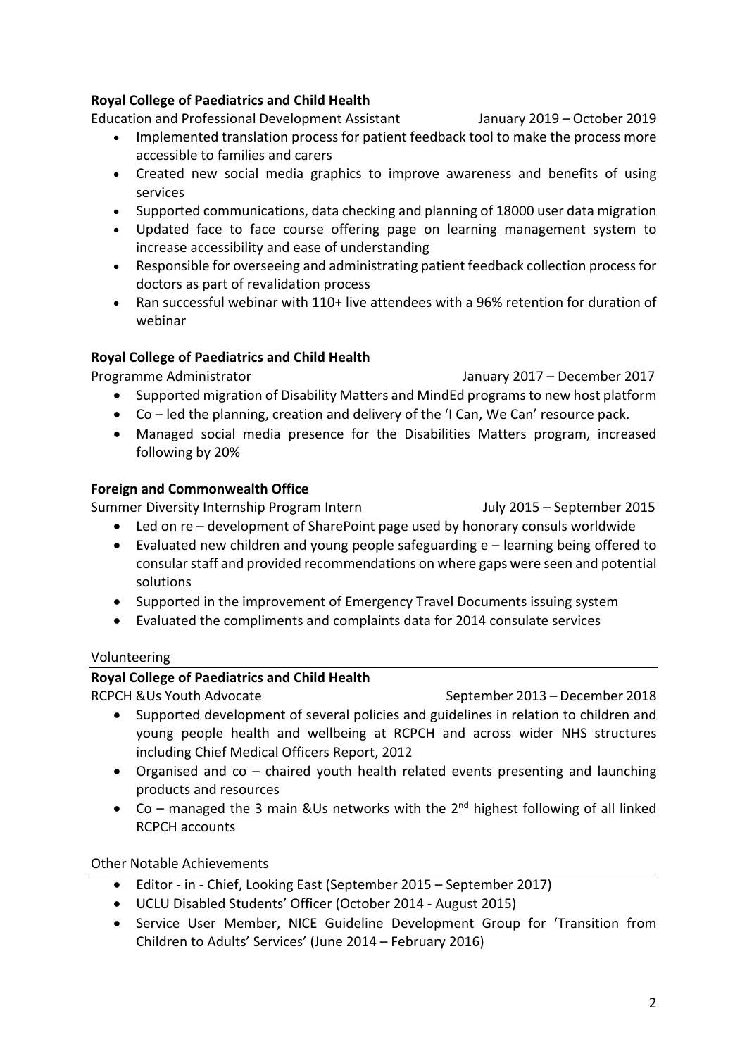**Royal College of Paediatrics and Child Health**

Education and Professional Development Assistant — January 2019 – October 2019

- Implemented translation process for patient feedback tool to make the process more accessible to families and carers
- Created new social media graphics to improve awareness and benefits of using services
- Supported communications, data checking and planning of 18000 user data migration
- Updated face to face course offering page on learning management system to increase accessibility and ease of understanding
- Responsible for overseeing and administrating patient feedback collection process for doctors as part of revalidation process
- Ran successful webinar with 110+ live attendees with a 96% retention for duration of webinar

**Royal College of Paediatrics and Child Health**

Programme Administrator — January 2017 – December 2017

- Supported migration of Disability Matters and MindEd programs to new host platform
- Co – led the planning, creation and delivery of the 'I Can, We Can' resource pack.
- Managed social media presence for the Disabilities Matters program, increased following by 20%

**Foreign and Commonwealth Office**

Summer Diversity Internship Program Intern — July 2015 – September 2015

- Led on re – development of SharePoint page used by honorary consuls worldwide
- Evaluated new children and young people safeguarding e – learning being offered to consular staff and provided recommendations on where gaps were seen and potential solutions
- Supported in the improvement of Emergency Travel Documents issuing system
- Evaluated the compliments and complaints data for 2014 consulate services

## Volunteering

**Royal College of Paediatrics and Child Health**

RCPCH &Us Youth Advocate — September 2013 – December 2018

- Supported development of several policies and guidelines in relation to children and young people health and wellbeing at RCPCH and across wider NHS structures including Chief Medical Officers Report, 2012
- Organised and co – chaired youth health related events presenting and launching products and resources
- Co – managed the 3 main &Us networks with the 2nd highest following of all linked RCPCH accounts

## Other Notable Achievements

- Editor - in - Chief, Looking East (September 2015 – September 2017)
- UCLU Disabled Students' Officer (October 2014 - August 2015)
- Service User Member, NICE Guideline Development Group for 'Transition from Children to Adults' Services' (June 2014 – February 2016)